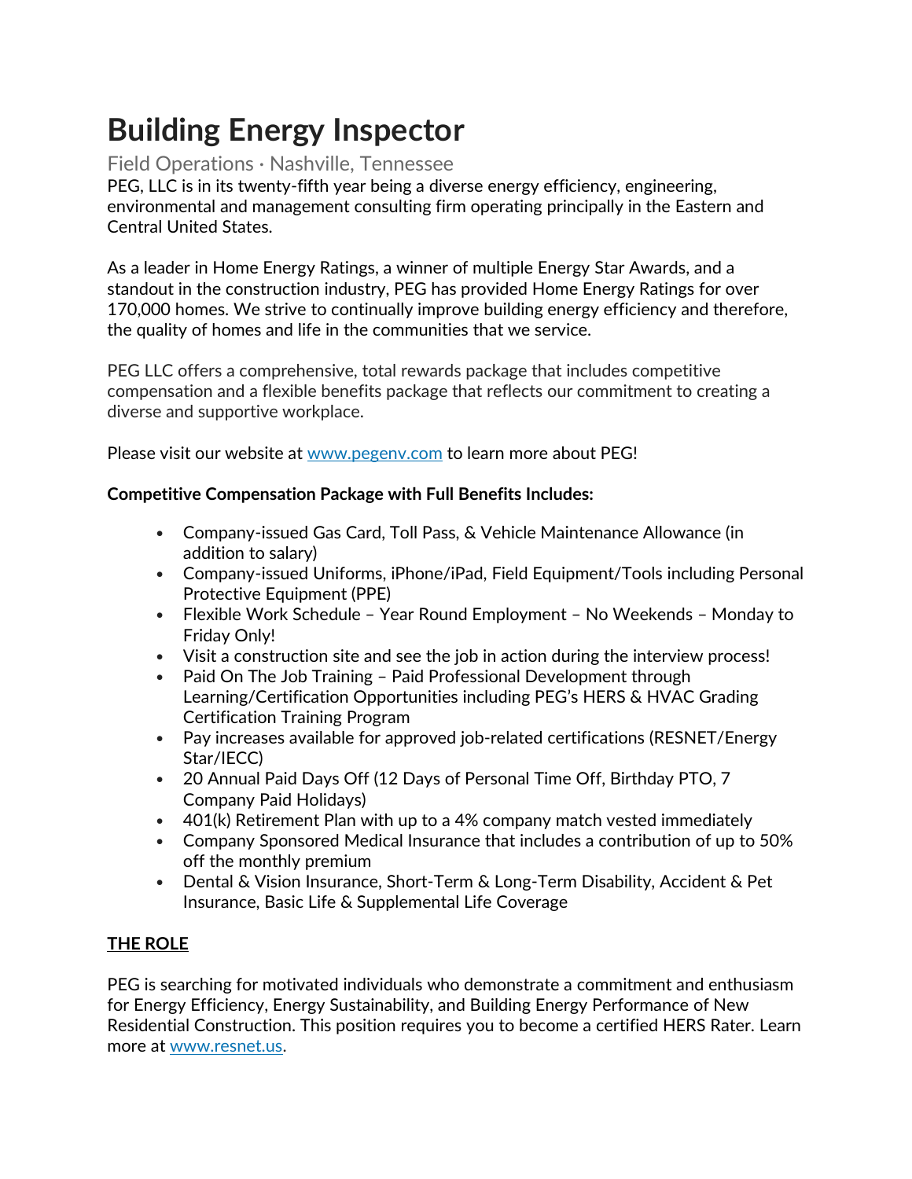# Building Energy Inspector

Field Operations · Nashville, Tennessee

PEG, LLC is in its twenty-fifth year being a diverse energy efficiency, engineering, environmental and management consulting firm operating principally in the Eastern and Central United States.

As a leader in Home Energy Ratings, a winner of multiple Energy Star Awards, and a standout in the construction industry, PEG has provided Home Energy Ratings for over 170,000 homes. We strive to continually improve building energy efficiency and therefore, the quality of homes and life in the communities that we service.

PEG LLC offers a comprehensive, total rewards package that includes competitive compensation and a flexible benefits package that reflects our commitment to creating a diverse and supportive workplace.

Please visit our website at [www.pegenv.com](http://www.pegenv.com) to learn more about PEG!

**Competitive Compensation Package with Full Benefits Includes:**

- Company-issued Gas Card, Toll Pass, & Vehicle Maintenance Allowance (in addition to salary)
- Company-issued Uniforms, iPhone/iPad, Field Equipment/Tools including Personal Protective Equipment (PPE)
- Flexible Work Schedule – Year Round Employment – No Weekends – Monday to Friday Only!
- Visit a construction site and see the job in action during the interview process!
- Paid On The Job Training – Paid Professional Development through Learning/Certification Opportunities including PEG's HERS & HVAC Grading Certification Training Program
- Pay increases available for approved job-related certifications (RESNET/Energy Star/IECC)
- 20 Annual Paid Days Off (12 Days of Personal Time Off, Birthday PTO, 7 Company Paid Holidays)
- 401(k) Retirement Plan with up to a 4% company match vested immediately
- Company Sponsored Medical Insurance that includes a contribution of up to 50% off the monthly premium
- Dental & Vision Insurance, Short-Term & Long-Term Disability, Accident & Pet Insurance, Basic Life & Supplemental Life Coverage

## THE ROLE

PEG is searching for motivated individuals who demonstrate a commitment and enthusiasm for Energy Efficiency, Energy Sustainability, and Building Energy Performance of New Residential Construction. This position requires you to become a certified HERS Rater. Learn more at [www.resnet.us](http://www.resnet.us).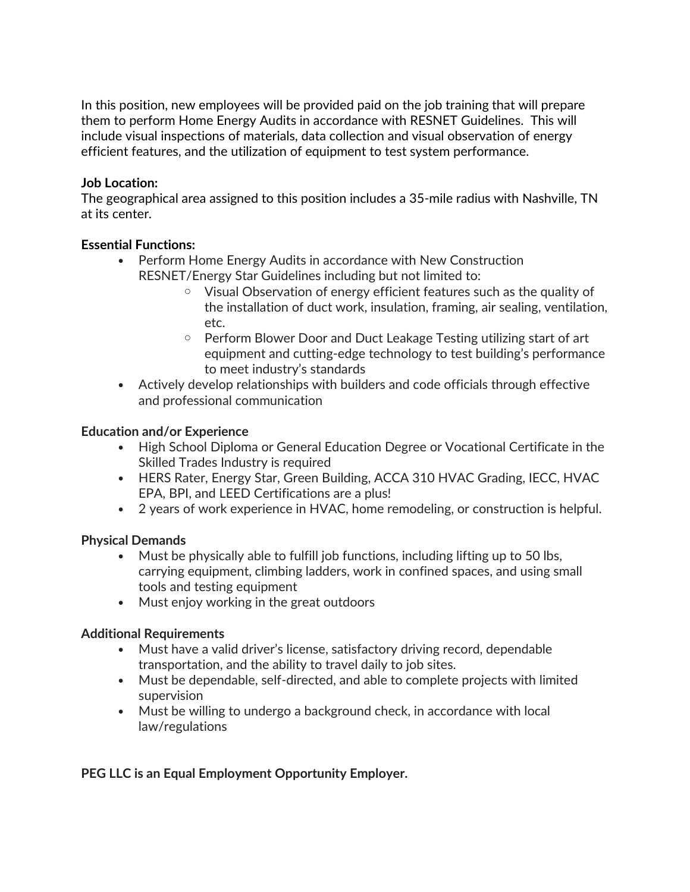In this position, new employees will be provided paid on the job training that will prepare them to perform Home Energy Audits in accordance with RESNET Guidelines. This will include visual inspections of materials, data collection and visual observation of energy efficient features, and the utilization of equipment to test system performance.

**Job Location:**
The geographical area assigned to this position includes a 35-mile radius with Nashville, TN at its center.

**Essential Functions:**

- Perform Home Energy Audits in accordance with New Construction RESNET/Energy Star Guidelines including but not limited to:
  - Visual Observation of energy efficient features such as the quality of the installation of duct work, insulation, framing, air sealing, ventilation, etc.
  - Perform Blower Door and Duct Leakage Testing utilizing start of art equipment and cutting-edge technology to test building's performance to meet industry's standards
- Actively develop relationships with builders and code officials through effective and professional communication

**Education and/or Experience**

- High School Diploma or General Education Degree or Vocational Certificate in the Skilled Trades Industry is required
- HERS Rater, Energy Star, Green Building, ACCA 310 HVAC Grading, IECC, HVAC EPA, BPI, and LEED Certifications are a plus!
- 2 years of work experience in HVAC, home remodeling, or construction is helpful.

**Physical Demands**

- Must be physically able to fulfill job functions, including lifting up to 50 lbs, carrying equipment, climbing ladders, work in confined spaces, and using small tools and testing equipment
- Must enjoy working in the great outdoors

**Additional Requirements**

- Must have a valid driver's license, satisfactory driving record, dependable transportation, and the ability to travel daily to job sites.
- Must be dependable, self-directed, and able to complete projects with limited supervision
- Must be willing to undergo a background check, in accordance with local law/regulations

**PEG LLC is an Equal Employment Opportunity Employer.**